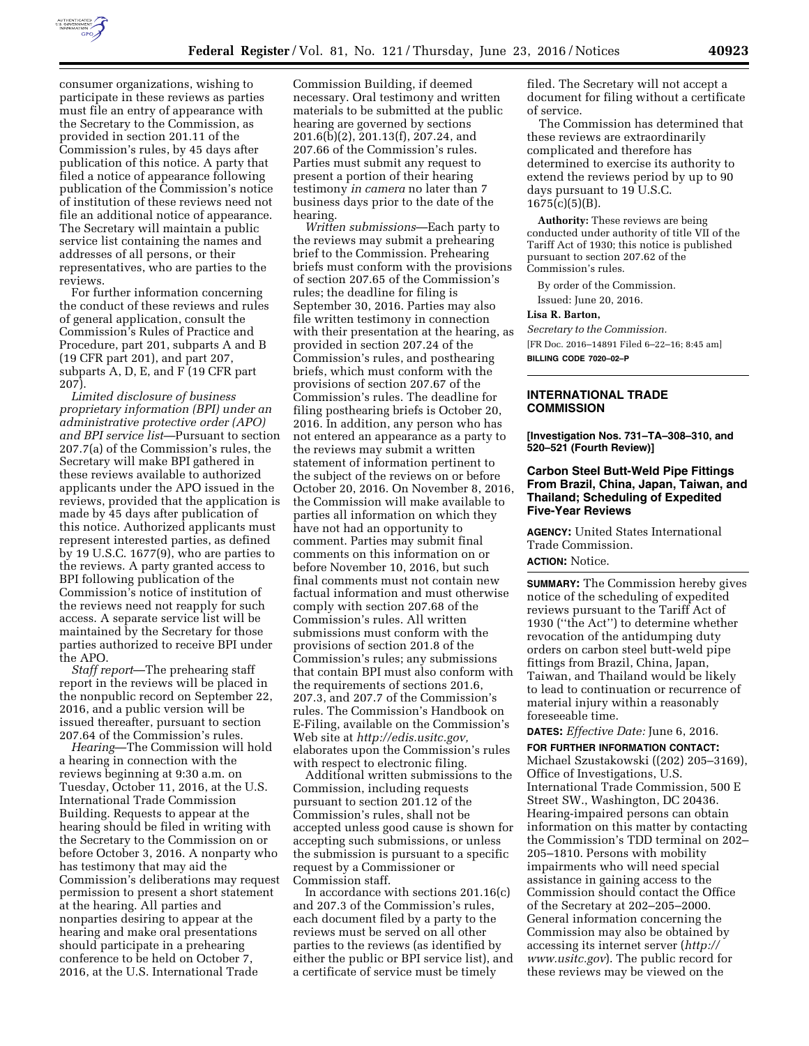consumer organizations, wishing to participate in these reviews as parties must file an entry of appearance with the Secretary to the Commission, as provided in section 201.11 of the Commission's rules, by 45 days after publication of this notice. A party that filed a notice of appearance following publication of the Commission's notice of institution of these reviews need not file an additional notice of appearance. The Secretary will maintain a public service list containing the names and addresses of all persons, or their representatives, who are parties to the reviews.

For further information concerning the conduct of these reviews and rules of general application, consult the Commission's Rules of Practice and Procedure, part 201, subparts A and B (19 CFR part 201), and part 207, subparts A, D, E, and F (19 CFR part 207).

*Limited disclosure of business proprietary information (BPI) under an administrative protective order (APO) and BPI service list*—Pursuant to section 207.7(a) of the Commission's rules, the Secretary will make BPI gathered in these reviews available to authorized applicants under the APO issued in the reviews, provided that the application is made by 45 days after publication of this notice. Authorized applicants must represent interested parties, as defined by 19 U.S.C. 1677(9), who are parties to the reviews. A party granted access to BPI following publication of the Commission's notice of institution of the reviews need not reapply for such access. A separate service list will be maintained by the Secretary for those parties authorized to receive BPI under the APO.

*Staff report*—The prehearing staff report in the reviews will be placed in the nonpublic record on September 22, 2016, and a public version will be issued thereafter, pursuant to section 207.64 of the Commission's rules.

*Hearing*—The Commission will hold a hearing in connection with the reviews beginning at 9:30 a.m. on Tuesday, October 11, 2016, at the U.S. International Trade Commission Building. Requests to appear at the hearing should be filed in writing with the Secretary to the Commission on or before October 3, 2016. A nonparty who has testimony that may aid the Commission's deliberations may request permission to present a short statement at the hearing. All parties and nonparties desiring to appear at the hearing and make oral presentations should participate in a prehearing conference to be held on October 7, 2016, at the U.S. International Trade Commission Building, if deemed necessary. Oral testimony and written materials to be submitted at the public hearing are governed by sections 201.6(b)(2), 201.13(f), 207.24, and 207.66 of the Commission's rules. Parties must submit any request to present a portion of their hearing testimony *in camera* no later than 7 business days prior to the date of the hearing.

*Written submissions*—Each party to the reviews may submit a prehearing brief to the Commission. Prehearing briefs must conform with the provisions of section 207.65 of the Commission's rules; the deadline for filing is September 30, 2016. Parties may also file written testimony in connection with their presentation at the hearing, as provided in section 207.24 of the Commission's rules, and posthearing briefs, which must conform with the provisions of section 207.67 of the Commission's rules. The deadline for filing posthearing briefs is October 20, 2016. In addition, any person who has not entered an appearance as a party to the reviews may submit a written statement of information pertinent to the subject of the reviews on or before October 20, 2016. On November 8, 2016, the Commission will make available to parties all information on which they have not had an opportunity to comment. Parties may submit final comments on this information on or before November 10, 2016, but such final comments must not contain new factual information and must otherwise comply with section 207.68 of the Commission's rules. All written submissions must conform with the provisions of section 201.8 of the Commission's rules; any submissions that contain BPI must also conform with the requirements of sections 201.6, 207.3, and 207.7 of the Commission's rules. The Commission's Handbook on E-Filing, available on the Commission's Web site at *http://edis.usitc.gov,* elaborates upon the Commission's rules with respect to electronic filing.

Additional written submissions to the Commission, including requests pursuant to section 201.12 of the Commission's rules, shall not be accepted unless good cause is shown for accepting such submissions, or unless the submission is pursuant to a specific request by a Commissioner or Commission staff.

In accordance with sections 201.16(c) and 207.3 of the Commission's rules, each document filed by a party to the reviews must be served on all other parties to the reviews (as identified by either the public or BPI service list), and a certificate of service must be timely filed. The Secretary will not accept a document for filing without a certificate of service.

The Commission has determined that these reviews are extraordinarily complicated and therefore has determined to exercise its authority to extend the reviews period by up to 90 days pursuant to 19 U.S.C. 1675(c)(5)(B).

**Authority:** These reviews are being conducted under authority of title VII of the Tariff Act of 1930; this notice is published pursuant to section 207.62 of the Commission's rules.

By order of the Commission.

Issued: June 20, 2016.

**Lisa R. Barton,**

*Secretary to the Commission.*

[FR Doc. 2016–14891 Filed 6–22–16; 8:45 am]

**BILLING CODE 7020–02–P**

## INTERNATIONAL TRADE COMMISSION

**[Investigation Nos. 731–TA–308–310, and 520–521 (Fourth Review)]**

## Carbon Steel Butt-Weld Pipe Fittings From Brazil, China, Japan, Taiwan, and Thailand; Scheduling of Expedited Five-Year Reviews

**AGENCY:** United States International Trade Commission.

**ACTION:** Notice.

**SUMMARY:** The Commission hereby gives notice of the scheduling of expedited reviews pursuant to the Tariff Act of 1930 (''the Act'') to determine whether revocation of the antidumping duty orders on carbon steel butt-weld pipe fittings from Brazil, China, Japan, Taiwan, and Thailand would be likely to lead to continuation or recurrence of material injury within a reasonably foreseeable time.

**DATES:** *Effective Date:* June 6, 2016.

**FOR FURTHER INFORMATION CONTACT:** Michael Szustakowski ((202) 205–3169), Office of Investigations, U.S. International Trade Commission, 500 E Street SW., Washington, DC 20436. Hearing-impaired persons can obtain information on this matter by contacting the Commission's TDD terminal on 202–205–1810. Persons with mobility impairments who will need special assistance in gaining access to the Commission should contact the Office of the Secretary at 202–205–2000. General information concerning the Commission may also be obtained by accessing its internet server (*http://www.usitc.gov*). The public record for these reviews may be viewed on the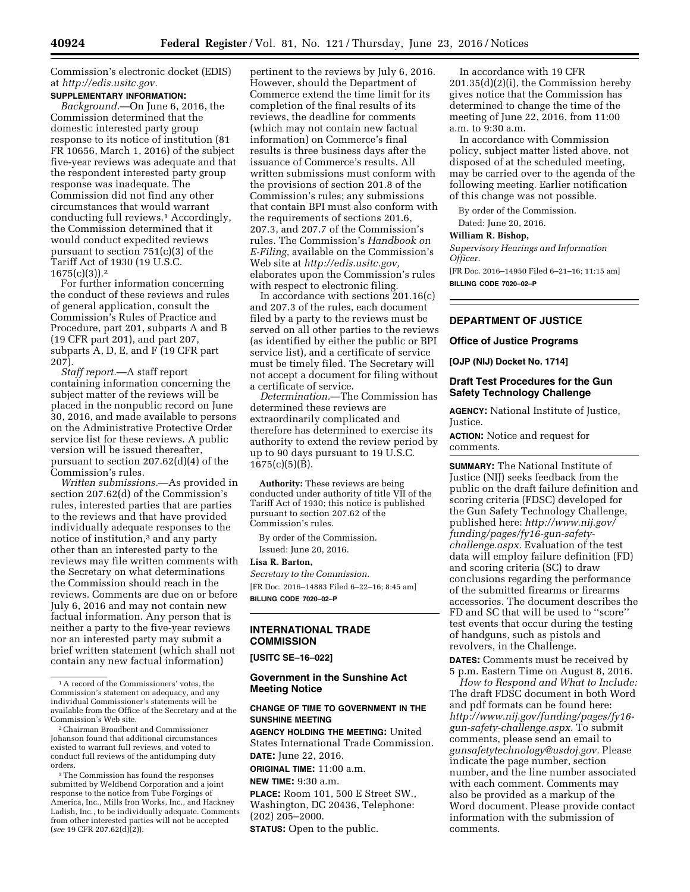Commission's electronic docket (EDIS) at *http://edis.usitc.gov.*

**SUPPLEMENTARY INFORMATION:**

*Background.*—On June 6, 2016, the Commission determined that the domestic interested party group response to its notice of institution (81 FR 10656, March 1, 2016) of the subject five-year reviews was adequate and that the respondent interested party group response was inadequate. The Commission did not find any other circumstances that would warrant conducting full reviews.[1] Accordingly, the Commission determined that it would conduct expedited reviews pursuant to section 751(c)(3) of the Tariff Act of 1930 (19 U.S.C. 1675(c)(3)).[2]

For further information concerning the conduct of these reviews and rules of general application, consult the Commission's Rules of Practice and Procedure, part 201, subparts A and B (19 CFR part 201), and part 207, subparts A, D, E, and F (19 CFR part 207).

*Staff report.*—A staff report containing information concerning the subject matter of the reviews will be placed in the nonpublic record on June 30, 2016, and made available to persons on the Administrative Protective Order service list for these reviews. A public version will be issued thereafter, pursuant to section 207.62(d)(4) of the Commission's rules.

*Written submissions.*—As provided in section 207.62(d) of the Commission's rules, interested parties that are parties to the reviews and that have provided individually adequate responses to the notice of institution,[3] and any party other than an interested party to the reviews may file written comments with the Secretary on what determinations the Commission should reach in the reviews. Comments are due on or before July 6, 2016 and may not contain new factual information. Any person that is neither a party to the five-year reviews nor an interested party may submit a brief written statement (which shall not contain any new factual information) pertinent to the reviews by July 6, 2016. However, should the Department of Commerce extend the time limit for its completion of the final results of its reviews, the deadline for comments (which may not contain new factual information) on Commerce's final results is three business days after the issuance of Commerce's results. All written submissions must conform with the provisions of section 201.8 of the Commission's rules; any submissions that contain BPI must also conform with the requirements of sections 201.6, 207.3, and 207.7 of the Commission's rules. The Commission's *Handbook on E-Filing,* available on the Commission's Web site at *http://edis.usitc.gov,* elaborates upon the Commission's rules with respect to electronic filing.

In accordance with sections 201.16(c) and 207.3 of the rules, each document filed by a party to the reviews must be served on all other parties to the reviews (as identified by either the public or BPI service list), and a certificate of service must be timely filed. The Secretary will not accept a document for filing without a certificate of service.

*Determination.*—The Commission has determined these reviews are extraordinarily complicated and therefore has determined to exercise its authority to extend the review period by up to 90 days pursuant to 19 U.S.C. 1675(c)(5)(B).

**Authority:** These reviews are being conducted under authority of title VII of the Tariff Act of 1930; this notice is published pursuant to section 207.62 of the Commission's rules.

By order of the Commission.

Issued: June 20, 2016.

**Lisa R. Barton,**

*Secretary to the Commission.*

[FR Doc. 2016–14883 Filed 6–22–16; 8:45 am]

**BILLING CODE 7020–02–P**

[1] A record of the Commissioners' votes, the Commission's statement on adequacy, and any individual Commissioner's statements will be available from the Office of the Secretary and at the Commission's Web site.

[2] Chairman Broadbent and Commissioner Johanson found that additional circumstances existed to warrant full reviews, and voted to conduct full reviews of the antidumping duty orders.

[3] The Commission has found the responses submitted by Weldbend Corporation and a joint response to the notice from Tube Forgings of America, Inc., Mills Iron Works, Inc., and Hackney Ladish, Inc., to be individually adequate. Comments from other interested parties will not be accepted (*see* 19 CFR 207.62(d)(2)).

## INTERNATIONAL TRADE COMMISSION

**[USITC SE–16–022]**

### Government in the Sunshine Act Meeting Notice

**CHANGE OF TIME TO GOVERNMENT IN THE SUNSHINE MEETING**

**AGENCY HOLDING THE MEETING:** United States International Trade Commission.

**DATE:** June 22, 2016.

**ORIGINAL TIME:** 11:00 a.m.

**NEW TIME:** 9:30 a.m.

**PLACE:** Room 101, 500 E Street SW., Washington, DC 20436, Telephone: (202) 205–2000.

**STATUS:** Open to the public.

In accordance with 19 CFR 201.35(d)(2)(i), the Commission hereby gives notice that the Commission has determined to change the time of the meeting of June 22, 2016, from 11:00 a.m. to 9:30 a.m.

In accordance with Commission policy, subject matter listed above, not disposed of at the scheduled meeting, may be carried over to the agenda of the following meeting. Earlier notification of this change was not possible.

By order of the Commission.

Dated: June 20, 2016.

**William R. Bishop,**

*Supervisory Hearings and Information Officer.*

[FR Doc. 2016–14950 Filed 6–21–16; 11:15 am]

**BILLING CODE 7020–02–P**

## DEPARTMENT OF JUSTICE

### Office of Justice Programs

**[OJP (NIJ) Docket No. 1714]**

### Draft Test Procedures for the Gun Safety Technology Challenge

**AGENCY:** National Institute of Justice, Justice.

**ACTION:** Notice and request for comments.

**SUMMARY:** The National Institute of Justice (NIJ) seeks feedback from the public on the draft failure definition and scoring criteria (FDSC) developed for the Gun Safety Technology Challenge, published here: *http://www.nij.gov/funding/pages/fy16-gun-safety-challenge.aspx.* Evaluation of the test data will employ failure definition (FD) and scoring criteria (SC) to draw conclusions regarding the performance of the submitted firearms or firearms accessories. The document describes the FD and SC that will be used to ''score'' test events that occur during the testing of handguns, such as pistols and revolvers, in the Challenge.

**DATES:** Comments must be received by 5 p.m. Eastern Time on August 8, 2016.

*How to Respond and What to Include:* The draft FDSC document in both Word and pdf formats can be found here: *http://www.nij.gov/funding/pages/fy16-gun-safety-challenge.aspx.* To submit comments, please send an email to *gunsafetytechnology@usdoj.gov.* Please indicate the page number, section number, and the line number associated with each comment. Comments may also be provided as a markup of the Word document. Please provide contact information with the submission of comments.